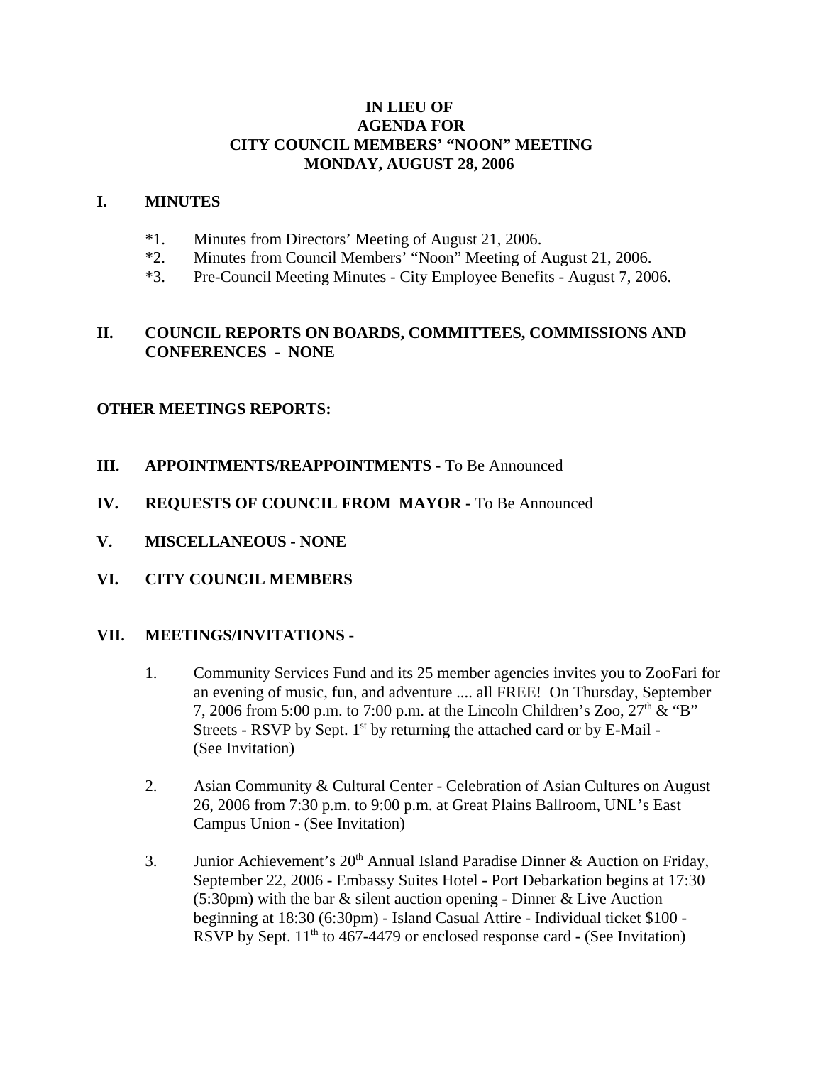# IN LIEU OF
# AGENDA FOR
# CITY COUNCIL MEMBERS' "NOON" MEETING
# MONDAY, AUGUST 28, 2006

## I. MINUTES

*1. Minutes from Directors' Meeting of August 21, 2006.
*2. Minutes from Council Members' "Noon" Meeting of August 21, 2006.
*3. Pre-Council Meeting Minutes - City Employee Benefits - August 7, 2006.

## II. COUNCIL REPORTS ON BOARDS, COMMITTEES, COMMISSIONS AND CONFERENCES - NONE

**OTHER MEETINGS REPORTS:**

## III. APPOINTMENTS/REAPPOINTMENTS - To Be Announced

## IV. REQUESTS OF COUNCIL FROM MAYOR - To Be Announced

## V. MISCELLANEOUS - NONE

## VI. CITY COUNCIL MEMBERS

## VII. MEETINGS/INVITATIONS -

1. Community Services Fund and its 25 member agencies invites you to ZooFari for an evening of music, fun, and adventure .... all FREE! On Thursday, September 7, 2006 from 5:00 p.m. to 7:00 p.m. at the Lincoln Children's Zoo, 27th & "B" Streets - RSVP by Sept. 1st by returning the attached card or by E-Mail - (See Invitation)

2. Asian Community & Cultural Center - Celebration of Asian Cultures on August 26, 2006 from 7:30 p.m. to 9:00 p.m. at Great Plains Ballroom, UNL's East Campus Union - (See Invitation)

3. Junior Achievement's 20th Annual Island Paradise Dinner & Auction on Friday, September 22, 2006 - Embassy Suites Hotel - Port Debarkation begins at 17:30 (5:30pm) with the bar & silent auction opening - Dinner & Live Auction beginning at 18:30 (6:30pm) - Island Casual Attire - Individual ticket $100 - RSVP by Sept. 11th to 467-4479 or enclosed response card - (See Invitation)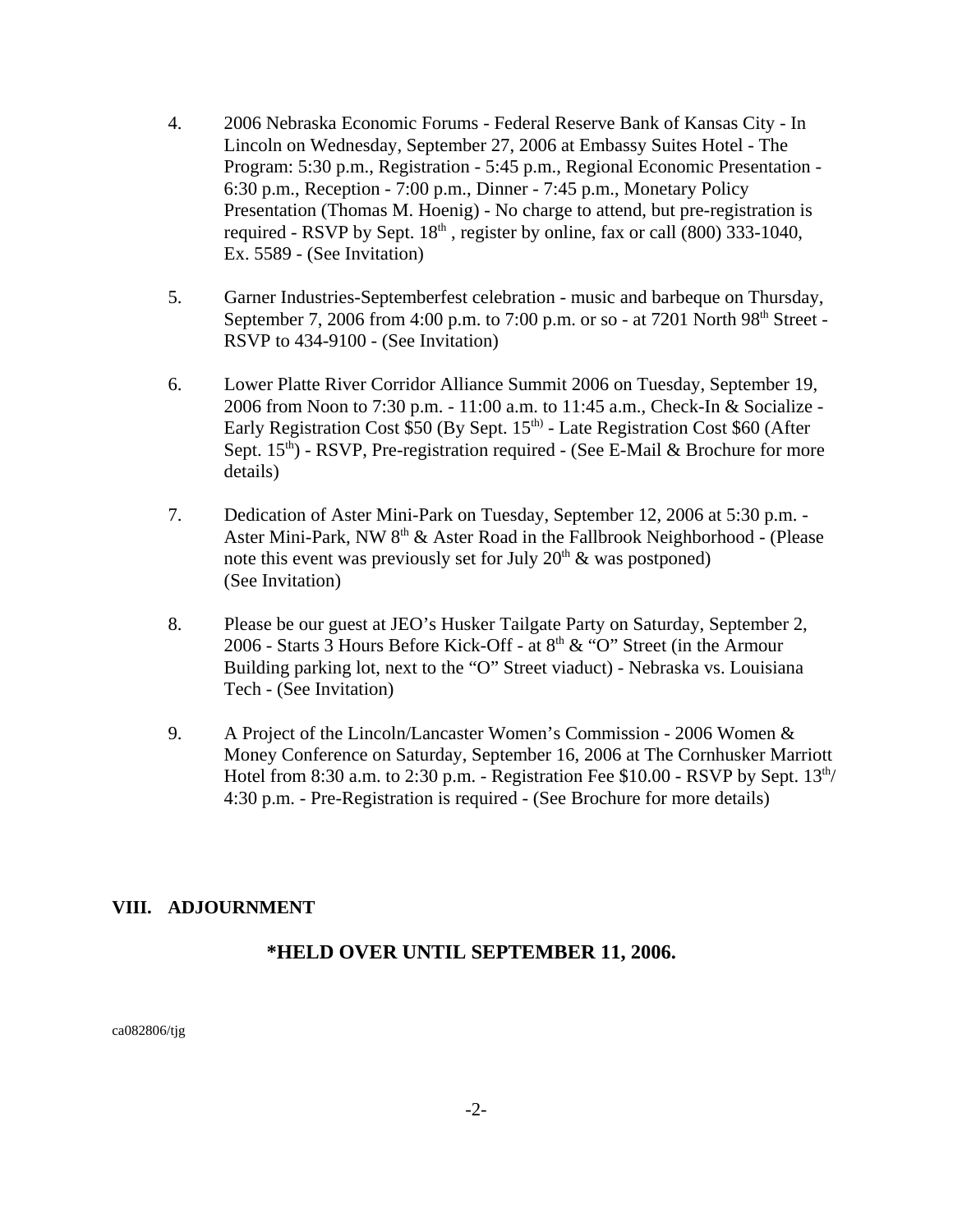4. 2006 Nebraska Economic Forums - Federal Reserve Bank of Kansas City - In Lincoln on Wednesday, September 27, 2006 at Embassy Suites Hotel - The Program: 5:30 p.m., Registration - 5:45 p.m., Regional Economic Presentation - 6:30 p.m., Reception - 7:00 p.m., Dinner - 7:45 p.m., Monetary Policy Presentation (Thomas M. Hoenig) - No charge to attend, but pre-registration is required - RSVP by Sept. 18th , register by online, fax or call (800) 333-1040, Ex. 5589 - (See Invitation)

5. Garner Industries-Septemberfest celebration - music and barbeque on Thursday, September 7, 2006 from 4:00 p.m. to 7:00 p.m. or so - at 7201 North 98th Street - RSVP to 434-9100 - (See Invitation)

6. Lower Platte River Corridor Alliance Summit 2006 on Tuesday, September 19, 2006 from Noon to 7:30 p.m. - 11:00 a.m. to 11:45 a.m., Check-In & Socialize - Early Registration Cost $50 (By Sept. 15th) - Late Registration Cost $60 (After Sept. 15th) - RSVP, Pre-registration required - (See E-Mail & Brochure for more details)

7. Dedication of Aster Mini-Park on Tuesday, September 12, 2006 at 5:30 p.m. - Aster Mini-Park, NW 8th & Aster Road in the Fallbrook Neighborhood - (Please note this event was previously set for July 20th & was postponed) (See Invitation)

8. Please be our guest at JEO's Husker Tailgate Party on Saturday, September 2, 2006 - Starts 3 Hours Before Kick-Off - at 8th & "O" Street (in the Armour Building parking lot, next to the "O" Street viaduct) - Nebraska vs. Louisiana Tech - (See Invitation)

9. A Project of the Lincoln/Lancaster Women's Commission - 2006 Women & Money Conference on Saturday, September 16, 2006 at The Cornhusker Marriott Hotel from 8:30 a.m. to 2:30 p.m. - Registration Fee $10.00 - RSVP by Sept. 13th/ 4:30 p.m. - Pre-Registration is required - (See Brochure for more details)

## VIII. ADJOURNMENT

**\*HELD OVER UNTIL SEPTEMBER 11, 2006.**

ca082806/tjg